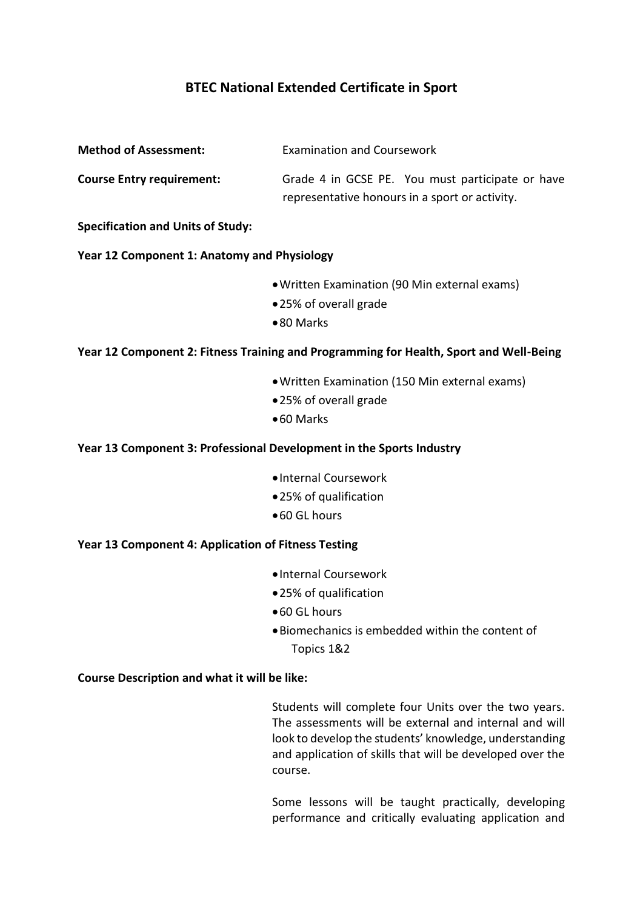# BTEC National Extended Certificate in Sport

**Method of Assessment:** Examination and Coursework

**Course Entry requirement:** Grade 4 in GCSE PE. You must participate or have representative honours in a sport or activity.

**Specification and Units of Study:**

**Year 12 Component 1: Anatomy and Physiology**

- Written Examination (90 Min external exams)
- 25% of overall grade
- 80 Marks

**Year 12 Component 2: Fitness Training and Programming for Health, Sport and Well-Being**

- Written Examination (150 Min external exams)
- 25% of overall grade
- 60 Marks

**Year 13 Component 3: Professional Development in the Sports Industry**

- Internal Coursework
- 25% of qualification
- 60 GL hours

**Year 13 Component 4: Application of Fitness Testing**

- Internal Coursework
- 25% of qualification
- 60 GL hours
- Biomechanics is embedded within the content of Topics 1&2

**Course Description and what it will be like:**

Students will complete four Units over the two years. The assessments will be external and internal and will look to develop the students' knowledge, understanding and application of skills that will be developed over the course.

Some lessons will be taught practically, developing performance and critically evaluating application and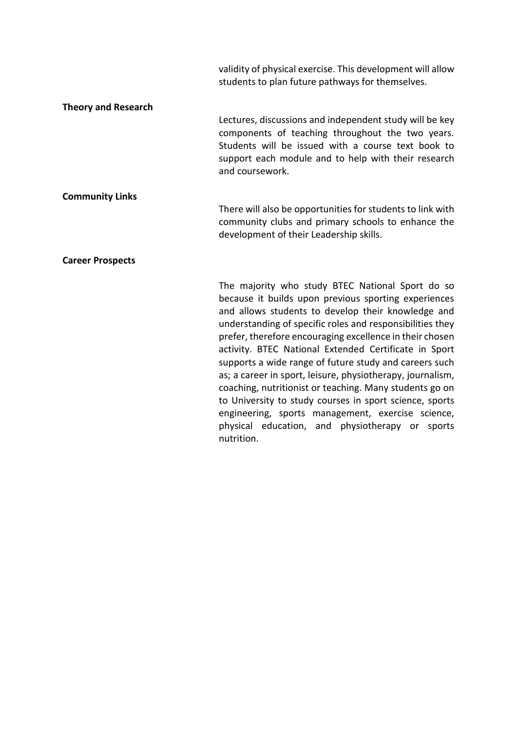validity of physical exercise. This development will allow students to plan future pathways for themselves.

**Theory and Research**

Lectures, discussions and independent study will be key components of teaching throughout the two years. Students will be issued with a course text book to support each module and to help with their research and coursework.

**Community Links**

There will also be opportunities for students to link with community clubs and primary schools to enhance the development of their Leadership skills.

**Career Prospects**

The majority who study BTEC National Sport do so because it builds upon previous sporting experiences and allows students to develop their knowledge and understanding of specific roles and responsibilities they prefer, therefore encouraging excellence in their chosen activity. BTEC National Extended Certificate in Sport supports a wide range of future study and careers such as; a career in sport, leisure, physiotherapy, journalism, coaching, nutritionist or teaching. Many students go on to University to study courses in sport science, sports engineering, sports management, exercise science, physical education, and physiotherapy or sports nutrition.